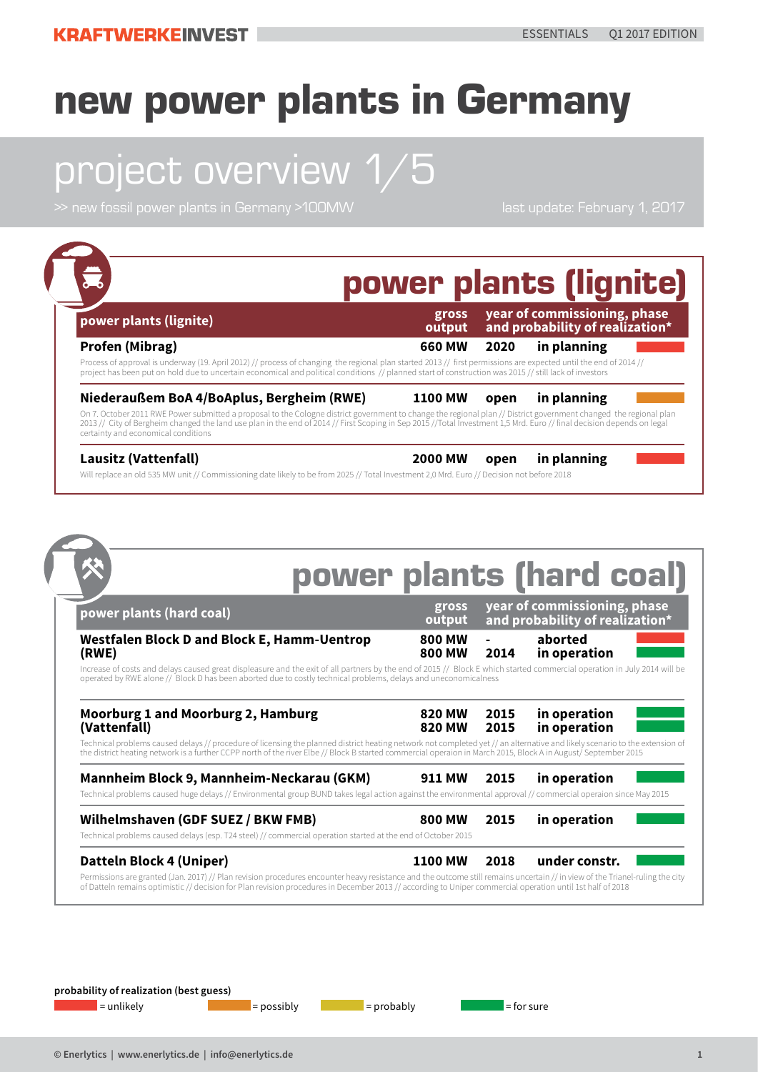# new power plants in Germany

## project overview 1/5

>> new fossil power plants in Germany >100MW

last update: February 1, 2017

## power plants (lignite)

| power plants (lignite) | gross output | year of commissioning | phase | probability of realization* |
|---|---|---|---|---|
| **Profen (Mibrag)** | 660 MW | 2020 | in planning | unlikely |
| **Niederaußem BoA 4/BoAplus, Bergheim (RWE)** | 1100 MW | open | in planning | possibly |
| **Lausitz (Vattenfall)** | 2000 MW | open | in planning | unlikely |

**Profen (Mibrag):** Process of approval is underway (19. April 2012) // process of changing the regional plan started 2013 // first permissions are expected until the end of 2014 // project has been put on hold due to uncertain economical and political conditions // planned start of construction was 2015 // still lack of investors

**Niederaußem BoA 4/BoAplus, Bergheim (RWE):** On 7. October 2011 RWE Power submitted a proposal to the Cologne district government to change the regional plan // District government changed the regional plan 2013 // City of Bergheim changed the land use plan in the end of 2014 // First Scoping in Sep 2015 //Total Investment 1,5 Mrd. Euro // final decision depends on legal certainty and economical conditions

**Lausitz (Vattenfall):** Will replace an old 535 MW unit // Commissioning date likely to be from 2025 // Total Investment 2,0 Mrd. Euro // Decision not before 2018

## power plants (hard coal)

| power plants (hard coal) | gross output | year of commissioning | phase | probability of realization* |
|---|---|---|---|---|
| **Westfalen Block D and Block E, Hamm-Uentrop (RWE)** | 800 MW<br>800 MW | -<br>2014 | aborted<br>in operation | unlikely<br>for sure |
| **Moorburg 1 and Moorburg 2, Hamburg (Vattenfall)** | 820 MW<br>820 MW | 2015<br>2015 | in operation<br>in operation | for sure<br>for sure |
| **Mannheim Block 9, Mannheim-Neckarau (GKM)** | 911 MW | 2015 | in operation | for sure |
| **Wilhelmshaven (GDF SUEZ / BKW FMB)** | 800 MW | 2015 | in operation | for sure |
| **Datteln Block 4 (Uniper)** | 1100 MW | 2018 | under constr. | for sure |

**Westfalen Block D and Block E, Hamm-Uentrop (RWE):** Increase of costs and delays caused great displeasure and the exit of all partners by the end of 2015 // Block E which started commercial operation in July 2014 will be operated by RWE alone // Block D has been aborted due to costly technical problems, delays and uneconomicalness

**Moorburg 1 and Moorburg 2, Hamburg (Vattenfall):** Technical problems caused delays // procedure of licensing the planned district heating network not completed yet // an alternative and likely scenario to the extension of the district heating network is a further CCPP north of the river Elbe // Block B started commercial operaion in March 2015, Block A in August/ September 2015

**Mannheim Block 9, Mannheim-Neckarau (GKM):** Technical problems caused huge delays // Environmental group BUND takes legal action against the environmental approval // commercial operaion since May 2015

**Wilhelmshaven (GDF SUEZ / BKW FMB):** Technical problems caused delays (esp. T24 steel) // commercial operation started at the end of October 2015

**Datteln Block 4 (Uniper):** Permissions are granted (Jan. 2017) // Plan revision procedures encounter heavy resistance and the outcome still remains uncertain // in view of the Trianel-ruling the city of Datteln remains optimistic // decision for Plan revision procedures in December 2013 // according to Uniper commercial operation until 1st half of 2018

**probability of realization (best guess)**
red = unlikely | orange = possibly | yellow = probably | green = for sure

© Enerlytics | www.enerlytics.de | info@enerlytics.de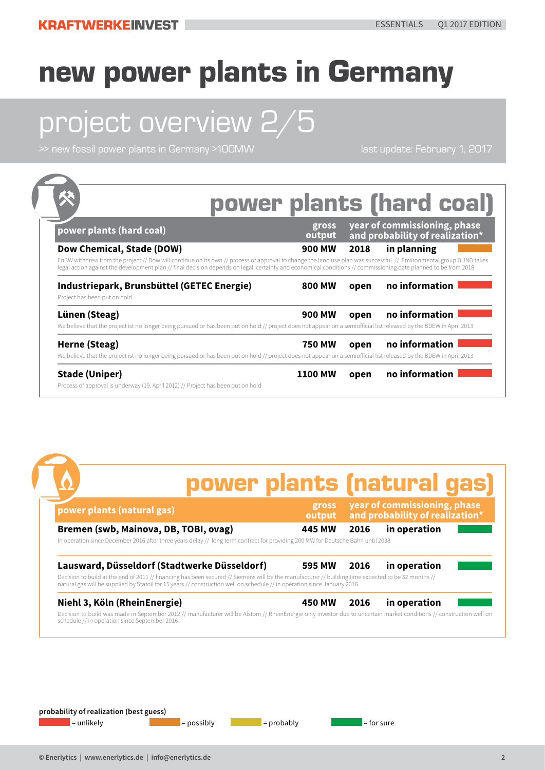# new power plants in Germany

## project overview 2/5

>> new fossil power plants in Germany >100MW

last update: February 1, 2017

## power plants (hard coal)

| power plants (hard coal) | gross output | year of commissioning, phase and probability of realization* | |
|---|---|---|---|
| **Dow Chemical, Stade (DOW)** | **900 MW** | **2018** | **in planning** |

EnBW withdrew from the project // Dow will continue on its own // process of approval to change the land use plan was successful // Environmental group BUND takes legal action against the development plan // final decision depends on legal certainty and economical conditions // commissioning date planned to be from 2018

| power plants (hard coal) | gross output | year of commissioning, phase and probability of realization* | |
|---|---|---|---|
| **Industriepark, Brunsbüttel (GETEC Energie)** | **800 MW** | **open** | **no information** |

Project has been put on hold

| power plants (hard coal) | gross output | year of commissioning, phase and probability of realization* | |
|---|---|---|---|
| **Lünen (Steag)** | **900 MW** | **open** | **no information** |

We believe that the project ist no longer being pursued or has been put on hold // project does not appear on a semiofficial list released by the BDEW in April 2013

| power plants (hard coal) | gross output | year of commissioning, phase and probability of realization* | |
|---|---|---|---|
| **Herne (Steag)** | **750 MW** | **open** | **no information** |

We believe that the project ist no longer being pursued or has been put on hold // project does not appear on a semiofficial list released by the BDEW in April 2013

| power plants (hard coal) | gross output | year of commissioning, phase and probability of realization* | |
|---|---|---|---|
| **Stade (Uniper)** | **1100 MW** | **open** | **no information** |

Process of approval is underway (19. April 2012) // Project has been put on hold

## power plants (natural gas)

| power plants (natural gas) | gross output | year of commissioning, phase and probability of realization* | |
|---|---|---|---|
| **Bremen (swb, Mainova, DB, TOBI, ovag)** | **445 MW** | **2016** | **in operation** |

In operation since December 2016 after three years delay // long term contract for providing 200 MW for Deutsche Bahn until 2038

| power plants (natural gas) | gross output | year of commissioning, phase and probability of realization* | |
|---|---|---|---|
| **Lausward, Düsseldorf (Stadtwerke Düsseldorf)** | **595 MW** | **2016** | **in operation** |

Decision to build at the end of 2011 // financing has been secured // Siemens will be the manufacturer // building time expected to be 32 months // natural gas will be supplied by Statoil for 15 years // construction well on schedule // in operation since January 2016

| power plants (natural gas) | gross output | year of commissioning, phase and probability of realization* | |
|---|---|---|---|
| **Niehl 3, Köln (RheinEnergie)** | **450 MW** | **2016** | **in operation** |

Decision to build was made in September 2012 // manufacturer will be Alstom // RheinEnergie only investor due to uncertain market conditions // construction well on schedule // in operation since September 2016

**probability of realization (best guess)**

= unlikely = possibly = probably = for sure

© Enerlytics | www.enerlytics.de | info@enerlytics.de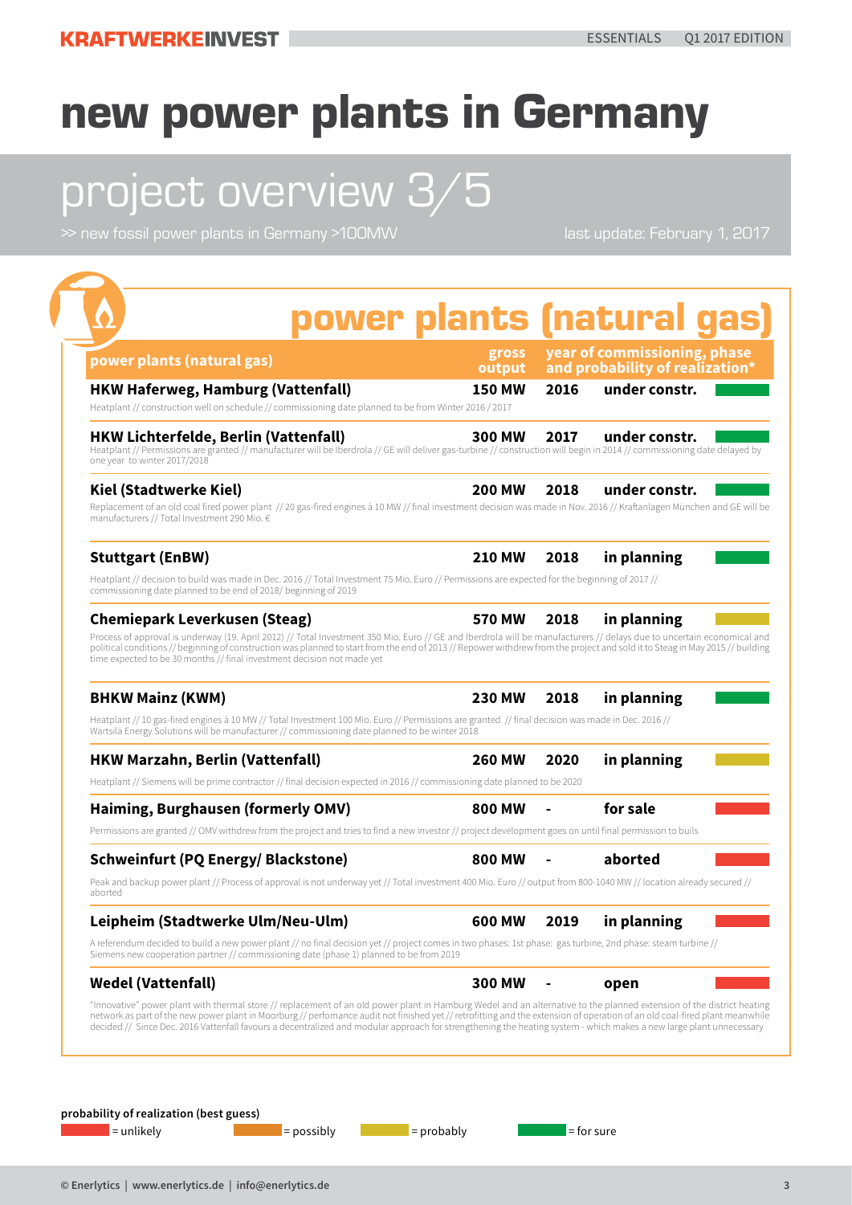# new power plants in Germany

## project overview 3/5

>> new fossil power plants in Germany >100MW

last update: February 1, 2017

## power plants (natural gas)

| power plants (natural gas) | gross output | year of commissioning | phase | probability of realization* |
|---|---|---|---|---|
| **HKW Haferweg, Hamburg (Vattenfall)** | **150 MW** | **2016** | **under constr.** | for sure |
| **HKW Lichterfelde, Berlin (Vattenfall)** | **300 MW** | **2017** | **under constr.** | for sure |
| **Kiel (Stadtwerke Kiel)** | **200 MW** | **2018** | **under constr.** | for sure |
| **Stuttgart (EnBW)** | **210 MW** | **2018** | **in planning** | for sure |
| **Chemiepark Leverkusen (Steag)** | **570 MW** | **2018** | **in planning** | probably |
| **BHKW Mainz (KWM)** | **230 MW** | **2018** | **in planning** | for sure |
| **HKW Marzahn, Berlin (Vattenfall)** | **260 MW** | **2020** | **in planning** | probably |
| **Haiming, Burghausen (formerly OMV)** | **800 MW** | **-** | **for sale** | unlikely |
| **Schweinfurt (PQ Energy/ Blackstone)** | **800 MW** | **-** | **aborted** | unlikely |
| **Leipheim (Stadtwerke Ulm/Neu-Ulm)** | **600 MW** | **2019** | **in planning** | unlikely |
| **Wedel (Vattenfall)** | **300 MW** | **-** | **open** | unlikely |

**HKW Haferweg, Hamburg (Vattenfall)**: Heatplant // construction well on schedule // commissioning date planned to be from Winter 2016 / 2017

**HKW Lichterfelde, Berlin (Vattenfall)**: Heatplant // Permissions are granted // manufacturer will be Iberdrola // GE will deliver gas-turbine // construction will begin in 2014 // commissioning date delayed by one year to winter 2017/2018

**Kiel (Stadtwerke Kiel)**: Replacement of an old coal fired power plant // 20 gas-fired engines à 10 MW // final investment decision was made in Nov. 2016 // Kraftanlagen München and GE will be manufacturers // Total Investment 290 Mio. €

**Stuttgart (EnBW)**: Heatplant // decision to build was made in Dec. 2016 // Total Investment 75 Mio. Euro // Permissions are expected for the beginning of 2017 // commissioning date planned to be end of 2018/ beginning of 2019

**Chemiepark Leverkusen (Steag)**: Process of approval is underway (19. April 2012) // Total Investment 350 Mio. Euro // GE and Iberdrola will be manufacturers // delays due to uncertain economical and political conditions // beginning of construction was planned to start from the end of 2013 // Repower withdrew from the project and sold it to Steag in May 2015 // building time expected to be 30 months // final investment decision not made yet

**BHKW Mainz (KWM)**: Heatplant // 10 gas-fired engines à 10 MW // Total Investment 100 Mio. Euro // Permissions are granted // final decision was made in Dec. 2016 // Wärtsilä Energy Solutions will be manufacturer // commissioning date planned to be winter 2018

**HKW Marzahn, Berlin (Vattenfall)**: Heatplant // Siemens will be prime contractor // final decision expected in 2016 // commissioning date planned to be 2020

**Haiming, Burghausen (formerly OMV)**: Permissions are granted // OMV withdrew from the project and tries to find a new investor // project development goes on until final permission to buils

**Schweinfurt (PQ Energy/ Blackstone)**: Peak and backup power plant // Process of approval is not underway yet // Total investment 400 Mio. Euro // output from 800-1040 MW // location already secured // aborted

**Leipheim (Stadtwerke Ulm/Neu-Ulm)**: A referendum decided to build a new power plant // no final decision yet // project comes in two phases: 1st phase: gas turbine, 2nd phase: steam turbine // Siemens new cooperation partner // commissioning date (phase 1) planned to be from 2019

**Wedel (Vattenfall)**: "Innovative" power plant with thermal store // replacement of an old power plant in Hamburg Wedel and an alternative to the planned extension of the district heating network as part of the new power plant in Moorburg // perfomance audit not finished yet // retrofitting and the extension of operation of an old coal-fired power plant meanwhile decided // Since Dec. 2016 Vattenfall favours a decentralized and modular approach for strengthening the heating system - which makes a new large plant unnecessary

**probability of realization (best guess)**

- red = unlikely
- orange = possibly
- yellow = probably
- green = for sure

© Enerlytics | www.enerlytics.de | info@enerlytics.de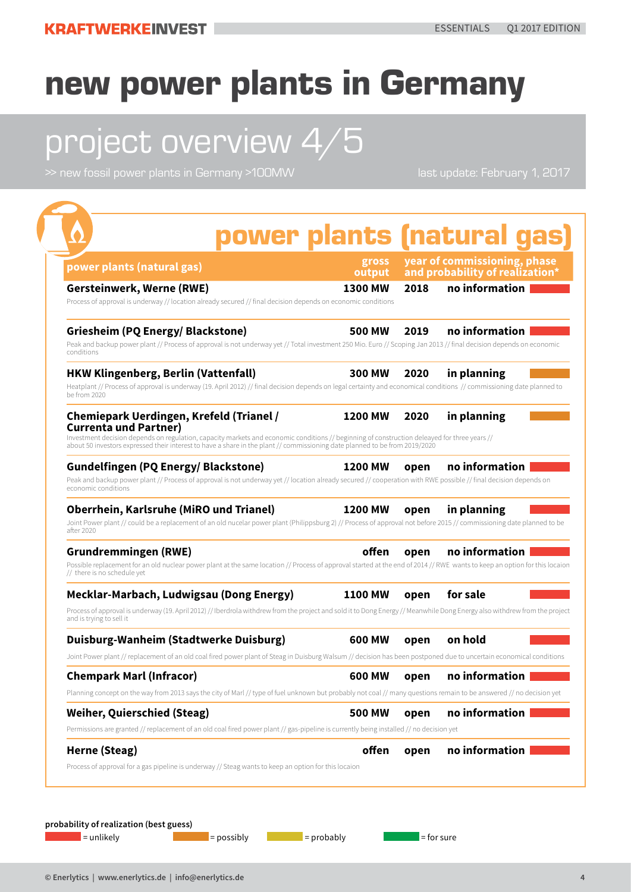# new power plants in Germany

## project overview 4/5

>> new fossil power plants in Germany >100MW

last update: February 1, 2017

## power plants (natural gas)

| power plants (natural gas) | gross output | year of commissioning | phase and probability of realization* |
|---|---|---|---|
| **Gersteinwerk, Werne (RWE)** | 1300 MW | 2018 | no information (unlikely) |
| **Griesheim (PQ Energy/ Blackstone)** | 500 MW | 2019 | no information (unlikely) |
| **HKW Klingenberg, Berlin (Vattenfall)** | 300 MW | 2020 | in planning (possibly) |
| **Chemiepark Uerdingen, Krefeld (Trianel / Currenta und Partner)** | 1200 MW | 2020 | in planning (possibly) |
| **Gundelfingen (PQ Energy/ Blackstone)** | 1200 MW | open | no information (unlikely) |
| **Oberrhein, Karlsruhe (MiRO und Trianel)** | 1200 MW | open | in planning (unlikely) |
| **Grundremmingen (RWE)** | offen | open | no information (unlikely) |
| **Mecklar-Marbach, Ludwigsau (Dong Energy)** | 1100 MW | open | for sale (unlikely) |
| **Duisburg-Wanheim (Stadtwerke Duisburg)** | 600 MW | open | on hold (unlikely) |
| **Chempark Marl (Infracor)** | 600 MW | open | no information (unlikely) |
| **Weiher, Quierschied (Steag)** | 500 MW | open | no information (unlikely) |
| **Herne (Steag)** | offen | open | no information (unlikely) |

**Gersteinwerk, Werne (RWE):** Process of approval is underway // location already secured // final decision depends on economic conditions

**Griesheim (PQ Energy/ Blackstone):** Peak and backup power plant // Process of approval is not underway yet // Total investment 250 Mio. Euro // Scoping Jan 2013 // final decision depends on economic conditions

**HKW Klingenberg, Berlin (Vattenfall):** Heatplant // Process of approval is underway (19. April 2012) // final decision depends on legal certainty and economical conditions // commissioning date planned to be from 2020

**Chemiepark Uerdingen, Krefeld (Trianel / Currenta und Partner):** Investment decision depends on regulation, capacity markets and economic conditions // beginning of construction deleayed for three years // about 50 investors expressed their interest to have a share in the plant // commissioning date planned to be from 2019/2020

**Gundelfingen (PQ Energy/ Blackstone):** Peak and backup power plant // Process of approval is not underway yet // location already secured // cooperation with RWE possible // final decision depends on economic conditions

**Oberrhein, Karlsruhe (MiRO und Trianel):** Joint Power plant // could be a replacement of an old nucelar power plant (Philippsburg 2) // Process of approval not before 2015 // commissioning date planned to be after 2020

**Grundremmingen (RWE):** Possible replacement for an old nuclear power plant at the same location // Process of approval started at the end of 2014 // RWE wants to keep an option for this locaion // there is no schedule yet

**Mecklar-Marbach, Ludwigsau (Dong Energy):** Process of approval is underway (19. April 2012) // Iberdrola withdrew from the project and sold it to Dong Energy // Meanwhile Dong Energy also withdrew from the project and is trying to sell it

**Duisburg-Wanheim (Stadtwerke Duisburg):** Joint Power plant // replacement of an old coal fired power plant of Steag in Duisburg Walsum // decision has been postponed due to uncertain economical conditions

**Chempark Marl (Infracor):** Planning concept on the way from 2013 says the city of Marl // type of fuel unknown but probably not coal // many questions remain to be answered // no decision yet

**Weiher, Quierschied (Steag):** Permissions are granted // replacement of an old coal fired power plant // gas-pipeline is currently being installed // no decision yet

**Herne (Steag):** Process of approval for a gas pipeline is underway // Steag wants to keep an option for this locaion

**probability of realization (best guess)**

= unlikely = possibly = probably = for sure

© Enerlytics | www.enerlytics.de | info@enerlytics.de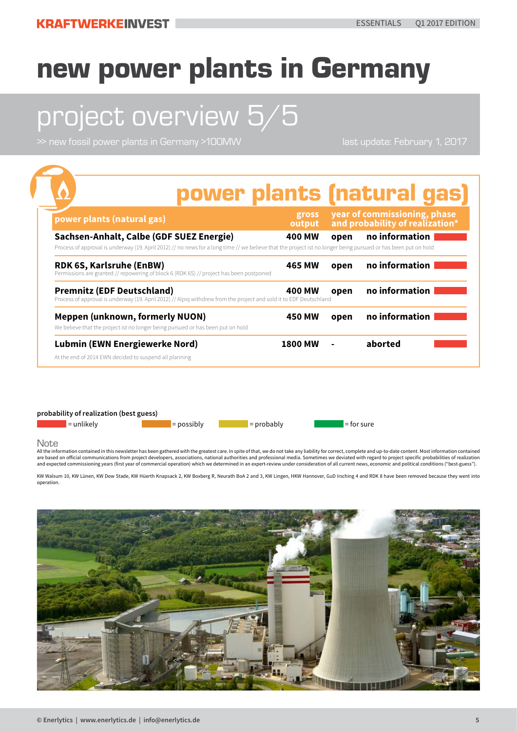# new power plants in Germany

## project overview 5/5

>> new fossil power plants in Germany >100MW

last update: February 1, 2017

## power plants (natural gas)

| power plants (natural gas) | gross output | year of commissioning, phase and probability of realization* | | |
|---|---|---|---|---|
| **Sachsen-Anhalt, Calbe (GDF SUEZ Energie)**<br>Process of approval is underway (19. April 2012) // no news for a long time // we believe that the project ist no longer being pursued or has been put on hold | **400 MW** | **open** | **no information** | unlikely |
| **RDK 6S, Karlsruhe (EnBW)**<br>Permissions are granted // repowering of block 6 (RDK 6S) // project has been postponed | **465 MW** | **open** | **no information** | unlikely |
| **Premnitz (EDF Deutschland)**<br>Process of approval is underway (19. April 2012) // Alpiq withdrew from the project and sold it to EDF Deutschland | **400 MW** | **open** | **no information** | unlikely |
| **Meppen (unknown, formerly NUON)**<br>We believe that the project ist no longer being pursued or has been put on hold | **450 MW** | **open** | **no information** | unlikely |
| **Lubmin (EWN Energiewerke Nord)**<br>At the end of 2014 EWN decided to suspend all planning | **1800 MW** | **-** | **aborted** | unlikely |

**probability of realization (best guess)**

= unlikely = possibly = probably = for sure

Note

All the information contained in this newsletter has been gathered with the greatest care. In spite of that, we do not take any liability for correct, complete and up-to-date content. Most information contained are based on official communications from project developers, associations, national authorities and professional media. Sometimes we deviated with regard to project specific probabilities of realization and expected commissioning years (first year of commercial operation) which we determined in an expert-review under consideration of all current news, economic and political conditions ("best-guess").

KW Walsum 10, KW Lünen, KW Dow Stade, KW Hüerth Knapsack 2, KW Boxberg R, Neurath BoA 2 and 3, KW Lingen, HKW Hannover, GuD Irsching 4 and RDK 8 have been removed because they went into operation.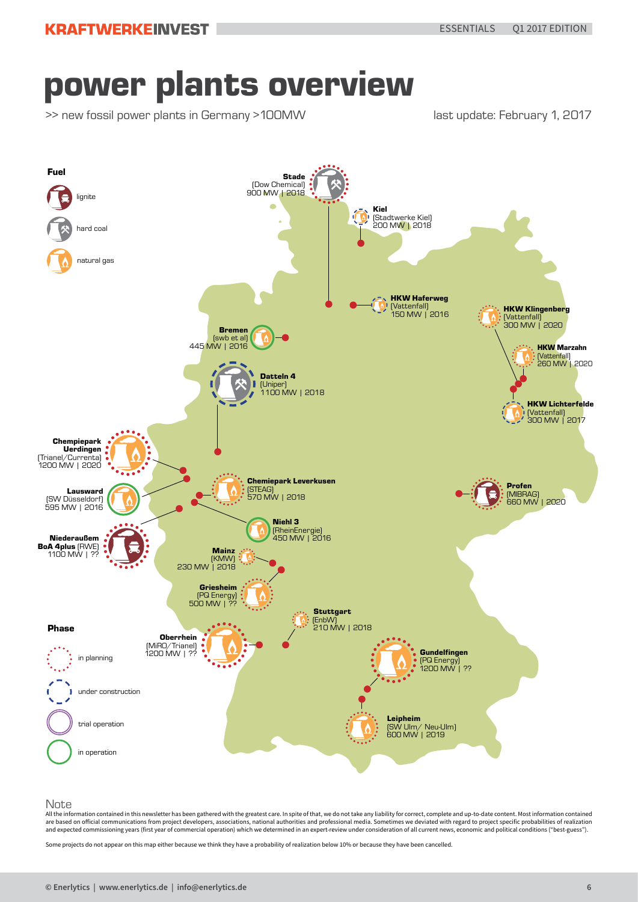# power plants overview

>> new fossil power plants in Germany >100MW

last update: February 1, 2017

**Fuel**

lignite

hard coal

natural gas

**Phase**

in planning

under construction

trial operation

in operation

**Stade**
(Dow Chemical)
900 MW | 2018

**Kiel**
(Stadtwerke Kiel)
200 MW | 2018

**HKW Haferweg**
(Vattenfall)
150 MW | 2016

**HKW Klingenberg**
(Vattenfall)
300 MW | 2020

**Bremen**
(swb et al)
445 MW | 2016

**HKW Marzahn**
(Vattenfall)
260 MW | 2020

**Datteln 4**
(Uniper)
1100 MW | 2018

**HKW Lichterfelde**
(Vattenfall)
300 MW | 2017

**Chempiepark Uerdingen**
(Trianel/Currenta)
1200 MW | 2020

**Chemiepark Leverkusen**
(STEAG)
570 MW | 2018

**Profen**
(MIBRAG)
660 MW | 2020

**Lausward**
(SW Düsseldorf)
595 MW | 2016

**Niehl 3**
(RheinEnergie)
450 MW | 2016

**Niederaußem BoA 4plus** (RWE)
1100 MW | ??

**Mainz**
(KMW)
230 MW | 2018

**Griesheim**
(PQ Energy)
500 MW | ??

**Stuttgart**
(EnbW)
210 MW | 2018

**Oberrhein**
(MiRO/Trianel)
1200 MW | ??

**Gundelfingen**
(PQ Energy)
1200 MW | ??

**Leipheim**
(SW Ulm/ Neu-Ulm)
600 MW | 2019

## Note

All the information contained in this newsletter has been gathered with the greatest care. In spite of that, we do not take any liability for correct, complete and up-to-date content. Most information contained are based on official communications from project developers, associations, national authorities and professional media. Sometimes we deviated with regard to project specific probabilities of realization and expected commissioning years (first year of commercial operation) which we determined in an expert-review under consideration of all current news, economic and political conditions ("best-guess").

Some projects do not appear on this map either because we think they have a probability of realization below 10% or because they have been cancelled.